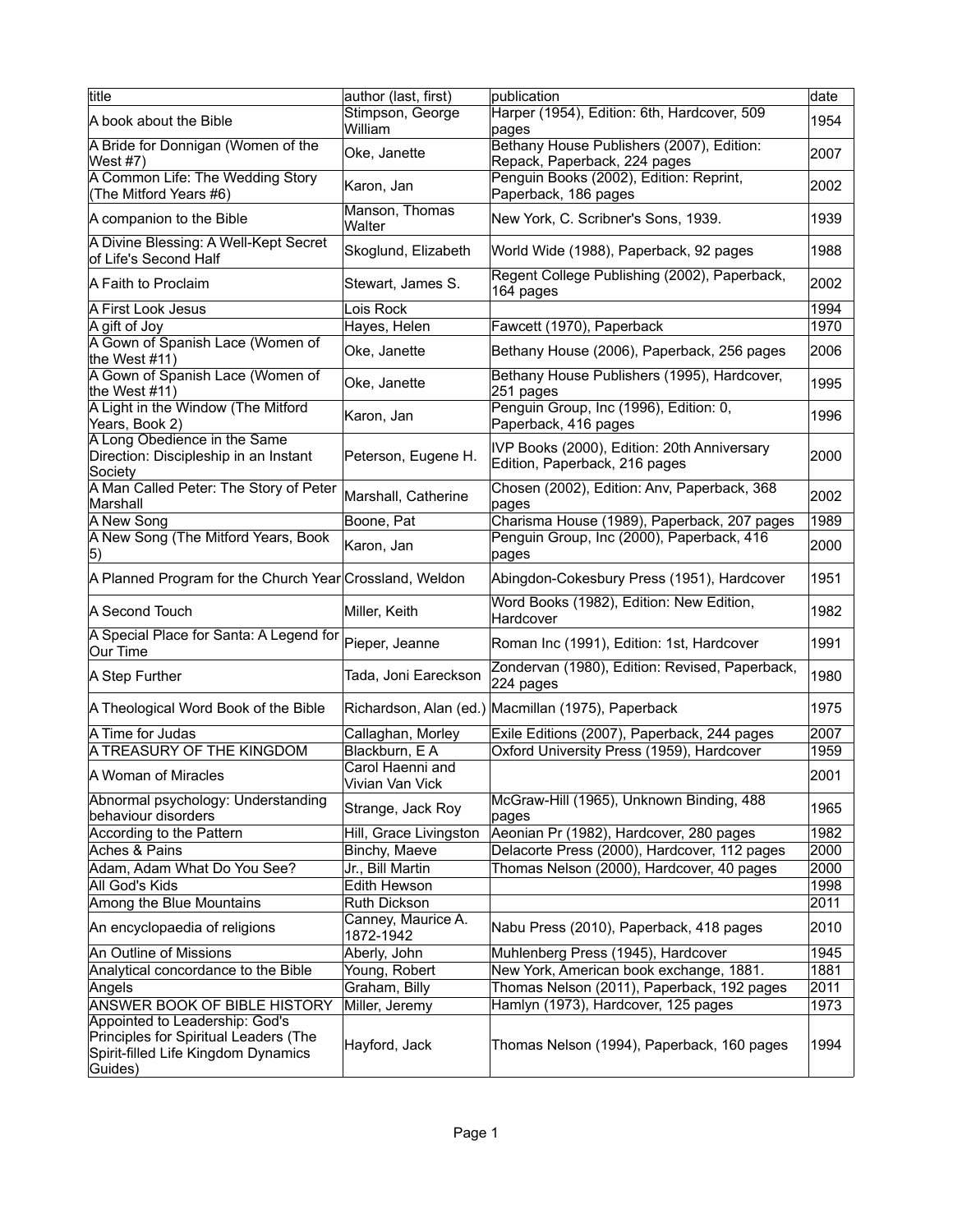| title | author (last, first) | publication | date |
| --- | --- | --- | --- |
| A book about the Bible | Stimpson, George William | Harper (1954), Edition: 6th, Hardcover, 509 pages | 1954 |
| A Bride for Donnigan (Women of the West #7) | Oke, Janette | Bethany House Publishers (2007), Edition: Repack, Paperback, 224 pages | 2007 |
| A Common Life: The Wedding Story (The Mitford Years #6) | Karon, Jan | Penguin Books (2002), Edition: Reprint, Paperback, 186 pages | 2002 |
| A companion to the Bible | Manson, Thomas Walter | New York, C. Scribner's Sons, 1939. | 1939 |
| A Divine Blessing: A Well-Kept Secret of Life's Second Half | Skoglund, Elizabeth | World Wide (1988), Paperback, 92 pages | 1988 |
| A Faith to Proclaim | Stewart, James S. | Regent College Publishing (2002), Paperback, 164 pages | 2002 |
| A First Look Jesus | Lois Rock | | 1994 |
| A gift of Joy | Hayes, Helen | Fawcett (1970), Paperback | 1970 |
| A Gown of Spanish Lace (Women of the West #11) | Oke, Janette | Bethany House (2006), Paperback, 256 pages | 2006 |
| A Gown of Spanish Lace (Women of the West #11) | Oke, Janette | Bethany House Publishers (1995), Hardcover, 251 pages | 1995 |
| A Light in the Window (The Mitford Years, Book 2) | Karon, Jan | Penguin Group, Inc (1996), Edition: 0, Paperback, 416 pages | 1996 |
| A Long Obedience in the Same Direction: Discipleship in an Instant Society | Peterson, Eugene H. | IVP Books (2000), Edition: 20th Anniversary Edition, Paperback, 216 pages | 2000 |
| A Man Called Peter: The Story of Peter Marshall | Marshall, Catherine | Chosen (2002), Edition: Anv, Paperback, 368 pages | 2002 |
| A New Song | Boone, Pat | Charisma House (1989), Paperback, 207 pages | 1989 |
| A New Song (The Mitford Years, Book 5) | Karon, Jan | Penguin Group, Inc (2000), Paperback, 416 pages | 2000 |
| A Planned Program for the Church Year | Crossland, Weldon | Abingdon-Cokesbury Press (1951), Hardcover | 1951 |
| A Second Touch | Miller, Keith | Word Books (1982), Edition: New Edition, Hardcover | 1982 |
| A Special Place for Santa: A Legend for Our Time | Pieper, Jeanne | Roman Inc (1991), Edition: 1st, Hardcover | 1991 |
| A Step Further | Tada, Joni Eareckson | Zondervan (1980), Edition: Revised, Paperback, 224 pages | 1980 |
| A Theological Word Book of the Bible | Richardson, Alan (ed.) | Macmillan (1975), Paperback | 1975 |
| A Time for Judas | Callaghan, Morley | Exile Editions (2007), Paperback, 244 pages | 2007 |
| A TREASURY OF THE KINGDOM | Blackburn, E A | Oxford University Press (1959), Hardcover | 1959 |
| A Woman of Miracles | Carol Haenni and Vivian Van Vick | | 2001 |
| Abnormal psychology: Understanding behaviour disorders | Strange, Jack Roy | McGraw-Hill (1965), Unknown Binding, 488 pages | 1965 |
| According to the Pattern | Hill, Grace Livingston | Aeonian Pr (1982), Hardcover, 280 pages | 1982 |
| Aches & Pains | Binchy, Maeve | Delacorte Press (2000), Hardcover, 112 pages | 2000 |
| Adam, Adam What Do You See? | Jr., Bill Martin | Thomas Nelson (2000), Hardcover, 40 pages | 2000 |
| All God's Kids | Edith Hewson | | 1998 |
| Among the Blue Mountains | Ruth Dickson | | 2011 |
| An encyclopaedia of religions | Canney, Maurice A. 1872-1942 | Nabu Press (2010), Paperback, 418 pages | 2010 |
| An Outline of Missions | Aberly, John | Muhlenberg Press (1945), Hardcover | 1945 |
| Analytical concordance to the Bible | Young, Robert | New York, American book exchange, 1881. | 1881 |
| Angels | Graham, Billy | Thomas Nelson (2011), Paperback, 192 pages | 2011 |
| ANSWER BOOK OF BIBLE HISTORY | Miller, Jeremy | Hamlyn (1973), Hardcover, 125 pages | 1973 |
| Appointed to Leadership: God's Principles for Spiritual Leaders (The Spirit-filled Life Kingdom Dynamics Guides) | Hayford, Jack | Thomas Nelson (1994), Paperback, 160 pages | 1994 |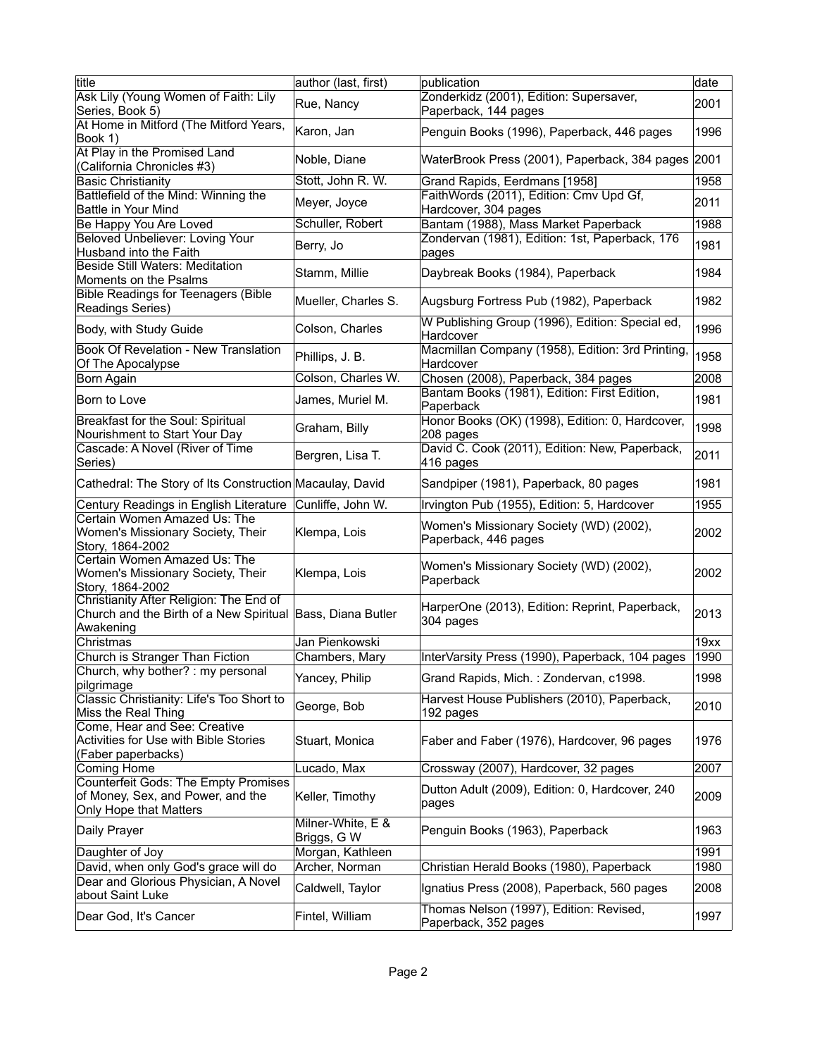| title | author (last, first) | publication | date |
| --- | --- | --- | --- |
| Ask Lily (Young Women of Faith: Lily Series, Book 5) | Rue, Nancy | Zonderkidz (2001), Edition: Supersaver, Paperback, 144 pages | 2001 |
| At Home in Mitford (The Mitford Years, Book 1) | Karon, Jan | Penguin Books (1996), Paperback, 446 pages | 1996 |
| At Play in the Promised Land (California Chronicles #3) | Noble, Diane | WaterBrook Press (2001), Paperback, 384 pages | 2001 |
| Basic Christianity | Stott, John R. W. | Grand Rapids, Eerdmans [1958] | 1958 |
| Battlefield of the Mind: Winning the Battle in Your Mind | Meyer, Joyce | FaithWords (2011), Edition: Cmv Upd Gf, Hardcover, 304 pages | 2011 |
| Be Happy You Are Loved | Schuller, Robert | Bantam (1988), Mass Market Paperback | 1988 |
| Beloved Unbeliever: Loving Your Husband into the Faith | Berry, Jo | Zondervan (1981), Edition: 1st, Paperback, 176 pages | 1981 |
| Beside Still Waters: Meditation Moments on the Psalms | Stamm, Millie | Daybreak Books (1984), Paperback | 1984 |
| Bible Readings for Teenagers (Bible Readings Series) | Mueller, Charles S. | Augsburg Fortress Pub (1982), Paperback | 1982 |
| Body, with Study Guide | Colson, Charles | W Publishing Group (1996), Edition: Special ed, Hardcover | 1996 |
| Book Of Revelation - New Translation Of The Apocalypse | Phillips, J. B. | Macmillan Company (1958), Edition: 3rd Printing, Hardcover | 1958 |
| Born Again | Colson, Charles W. | Chosen (2008), Paperback, 384 pages | 2008 |
| Born to Love | James, Muriel M. | Bantam Books (1981), Edition: First Edition, Paperback | 1981 |
| Breakfast for the Soul: Spiritual Nourishment to Start Your Day | Graham, Billy | Honor Books (OK) (1998), Edition: 0, Hardcover, 208 pages | 1998 |
| Cascade: A Novel (River of Time Series) | Bergren, Lisa T. | David C. Cook (2011), Edition: New, Paperback, 416 pages | 2011 |
| Cathedral: The Story of Its Construction | Macaulay, David | Sandpiper (1981), Paperback, 80 pages | 1981 |
| Century Readings in English Literature | Cunliffe, John W. | Irvington Pub (1955), Edition: 5, Hardcover | 1955 |
| Certain Women Amazed Us: The Women's Missionary Society, Their Story, 1864-2002 | Klempa, Lois | Women's Missionary Society (WD) (2002), Paperback, 446 pages | 2002 |
| Certain Women Amazed Us: The Women's Missionary Society, Their Story, 1864-2002 | Klempa, Lois | Women's Missionary Society (WD) (2002), Paperback | 2002 |
| Christianity After Religion: The End of Church and the Birth of a New Spiritual Awakening | Bass, Diana Butler | HarperOne (2013), Edition: Reprint, Paperback, 304 pages | 2013 |
| Christmas | Jan Pienkowski | | 19xx |
| Church is Stranger Than Fiction | Chambers, Mary | InterVarsity Press (1990), Paperback, 104 pages | 1990 |
| Church, why bother? : my personal pilgrimage | Yancey, Philip | Grand Rapids, Mich. : Zondervan, c1998. | 1998 |
| Classic Christianity: Life's Too Short to Miss the Real Thing | George, Bob | Harvest House Publishers (2010), Paperback, 192 pages | 2010 |
| Come, Hear and See: Creative Activities for Use with Bible Stories (Faber paperbacks) | Stuart, Monica | Faber and Faber (1976), Hardcover, 96 pages | 1976 |
| Coming Home | Lucado, Max | Crossway (2007), Hardcover, 32 pages | 2007 |
| Counterfeit Gods: The Empty Promises of Money, Sex, and Power, and the Only Hope that Matters | Keller, Timothy | Dutton Adult (2009), Edition: 0, Hardcover, 240 pages | 2009 |
| Daily Prayer | Milner-White, E & Briggs, G W | Penguin Books (1963), Paperback | 1963 |
| Daughter of Joy | Morgan, Kathleen | | 1991 |
| David, when only God's grace will do | Archer, Norman | Christian Herald Books (1980), Paperback | 1980 |
| Dear and Glorious Physician, A Novel about Saint Luke | Caldwell, Taylor | Ignatius Press (2008), Paperback, 560 pages | 2008 |
| Dear God, It's Cancer | Fintel, William | Thomas Nelson (1997), Edition: Revised, Paperback, 352 pages | 1997 |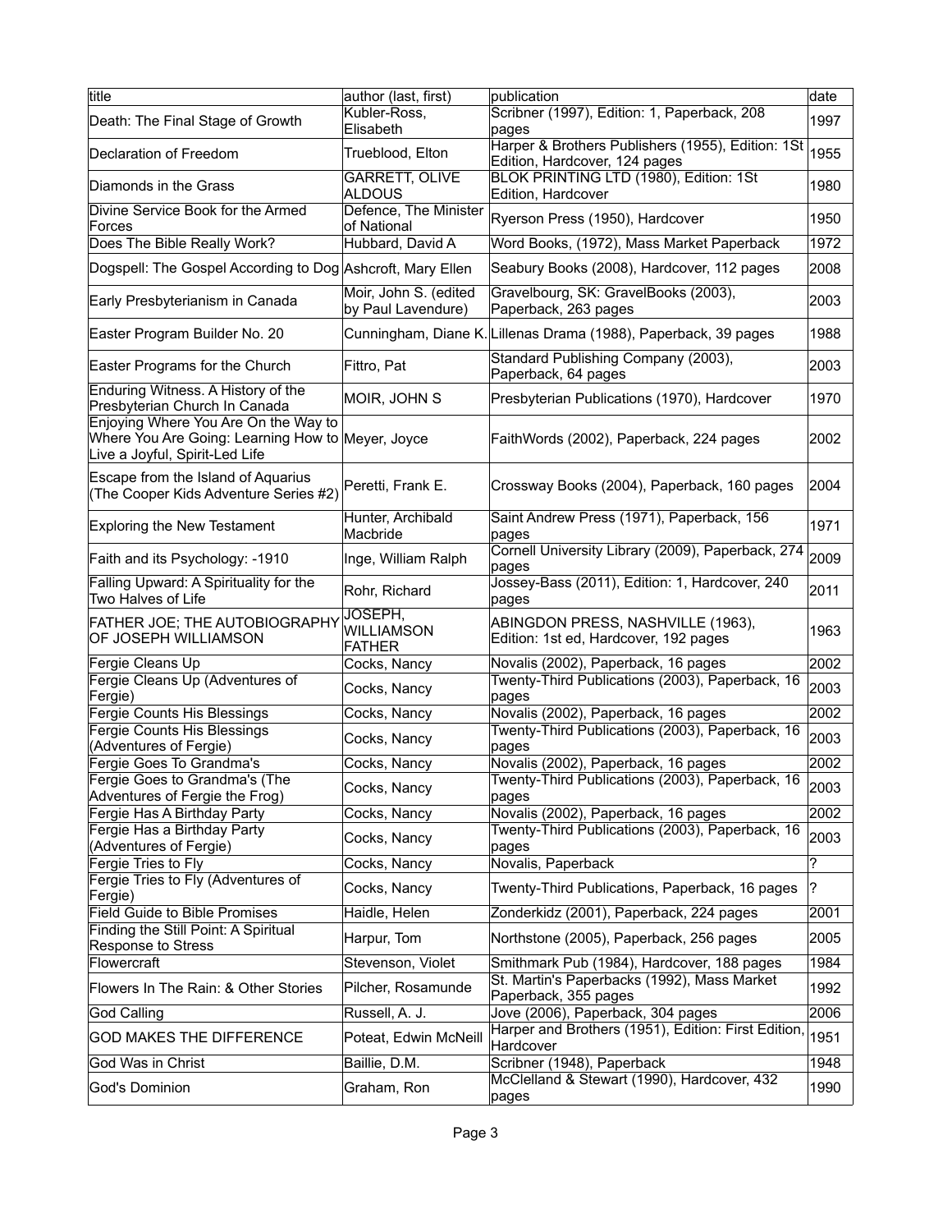| title | author (last, first) | publication | date |
| --- | --- | --- | --- |
| Death: The Final Stage of Growth | Kubler-Ross, Elisabeth | Scribner (1997), Edition: 1, Paperback, 208 pages | 1997 |
| Declaration of Freedom | Trueblood, Elton | Harper & Brothers Publishers (1955), Edition: 1St Edition, Hardcover, 124 pages | 1955 |
| Diamonds in the Grass | GARRETT, OLIVE ALDOUS | BLOK PRINTING LTD (1980), Edition: 1St Edition, Hardcover | 1980 |
| Divine Service Book for the Armed Forces | Defence, The Minister of National | Ryerson Press (1950), Hardcover | 1950 |
| Does The Bible Really Work? | Hubbard, David A | Word Books, (1972), Mass Market Paperback | 1972 |
| Dogspell: The Gospel According to Dog | Ashcroft, Mary Ellen | Seabury Books (2008), Hardcover, 112 pages | 2008 |
| Early Presbyterianism in Canada | Moir, John S. (edited by Paul Lavendure) | Gravelbourg, SK: GravelBooks (2003), Paperback, 263 pages | 2003 |
| Easter Program Builder No. 20 | Cunningham, Diane K. | Lillenas Drama (1988), Paperback, 39 pages | 1988 |
| Easter Programs for the Church | Fittro, Pat | Standard Publishing Company (2003), Paperback, 64 pages | 2003 |
| Enduring Witness. A History of the Presbyterian Church In Canada | MOIR, JOHN S | Presbyterian Publications (1970), Hardcover | 1970 |
| Enjoying Where You Are On the Way to Where You Are Going: Learning How to Live a Joyful, Spirit-Led Life | Meyer, Joyce | FaithWords (2002), Paperback, 224 pages | 2002 |
| Escape from the Island of Aquarius (The Cooper Kids Adventure Series #2) | Peretti, Frank E. | Crossway Books (2004), Paperback, 160 pages | 2004 |
| Exploring the New Testament | Hunter, Archibald Macbride | Saint Andrew Press (1971), Paperback, 156 pages | 1971 |
| Faith and its Psychology: -1910 | Inge, William Ralph | Cornell University Library (2009), Paperback, 274 pages | 2009 |
| Falling Upward: A Spirituality for the Two Halves of Life | Rohr, Richard | Jossey-Bass (2011), Edition: 1, Hardcover, 240 pages | 2011 |
| FATHER JOE; THE AUTOBIOGRAPHY OF JOSEPH WILLIAMSON | JOSEPH, WILLIAMSON FATHER | ABINGDON PRESS, NASHVILLE (1963), Edition: 1st ed, Hardcover, 192 pages | 1963 |
| Fergie Cleans Up | Cocks, Nancy | Novalis (2002), Paperback, 16 pages | 2002 |
| Fergie Cleans Up (Adventures of Fergie) | Cocks, Nancy | Twenty-Third Publications (2003), Paperback, 16 pages | 2003 |
| Fergie Counts His Blessings | Cocks, Nancy | Novalis (2002), Paperback, 16 pages | 2002 |
| Fergie Counts His Blessings (Adventures of Fergie) | Cocks, Nancy | Twenty-Third Publications (2003), Paperback, 16 pages | 2003 |
| Fergie Goes To Grandma's | Cocks, Nancy | Novalis (2002), Paperback, 16 pages | 2002 |
| Fergie Goes to Grandma's (The Adventures of Fergie the Frog) | Cocks, Nancy | Twenty-Third Publications (2003), Paperback, 16 pages | 2003 |
| Fergie Has A Birthday Party | Cocks, Nancy | Novalis (2002), Paperback, 16 pages | 2002 |
| Fergie Has a Birthday Party (Adventures of Fergie) | Cocks, Nancy | Twenty-Third Publications (2003), Paperback, 16 pages | 2003 |
| Fergie Tries to Fly | Cocks, Nancy | Novalis, Paperback | ? |
| Fergie Tries to Fly (Adventures of Fergie) | Cocks, Nancy | Twenty-Third Publications, Paperback, 16 pages | ? |
| Field Guide to Bible Promises | Haidle, Helen | Zonderkidz (2001), Paperback, 224 pages | 2001 |
| Finding the Still Point: A Spiritual Response to Stress | Harpur, Tom | Northstone (2005), Paperback, 256 pages | 2005 |
| Flowercraft | Stevenson, Violet | Smithmark Pub (1984), Hardcover, 188 pages | 1984 |
| Flowers In The Rain: & Other Stories | Pilcher, Rosamunde | St. Martin's Paperbacks (1992), Mass Market Paperback, 355 pages | 1992 |
| God Calling | Russell, A. J. | Jove (2006), Paperback, 304 pages | 2006 |
| GOD MAKES THE DIFFERENCE | Poteat, Edwin McNeill | Harper and Brothers (1951), Edition: First Edition, Hardcover | 1951 |
| God Was in Christ | Baillie, D.M. | Scribner (1948), Paperback | 1948 |
| God's Dominion | Graham, Ron | McClelland & Stewart (1990), Hardcover, 432 pages | 1990 |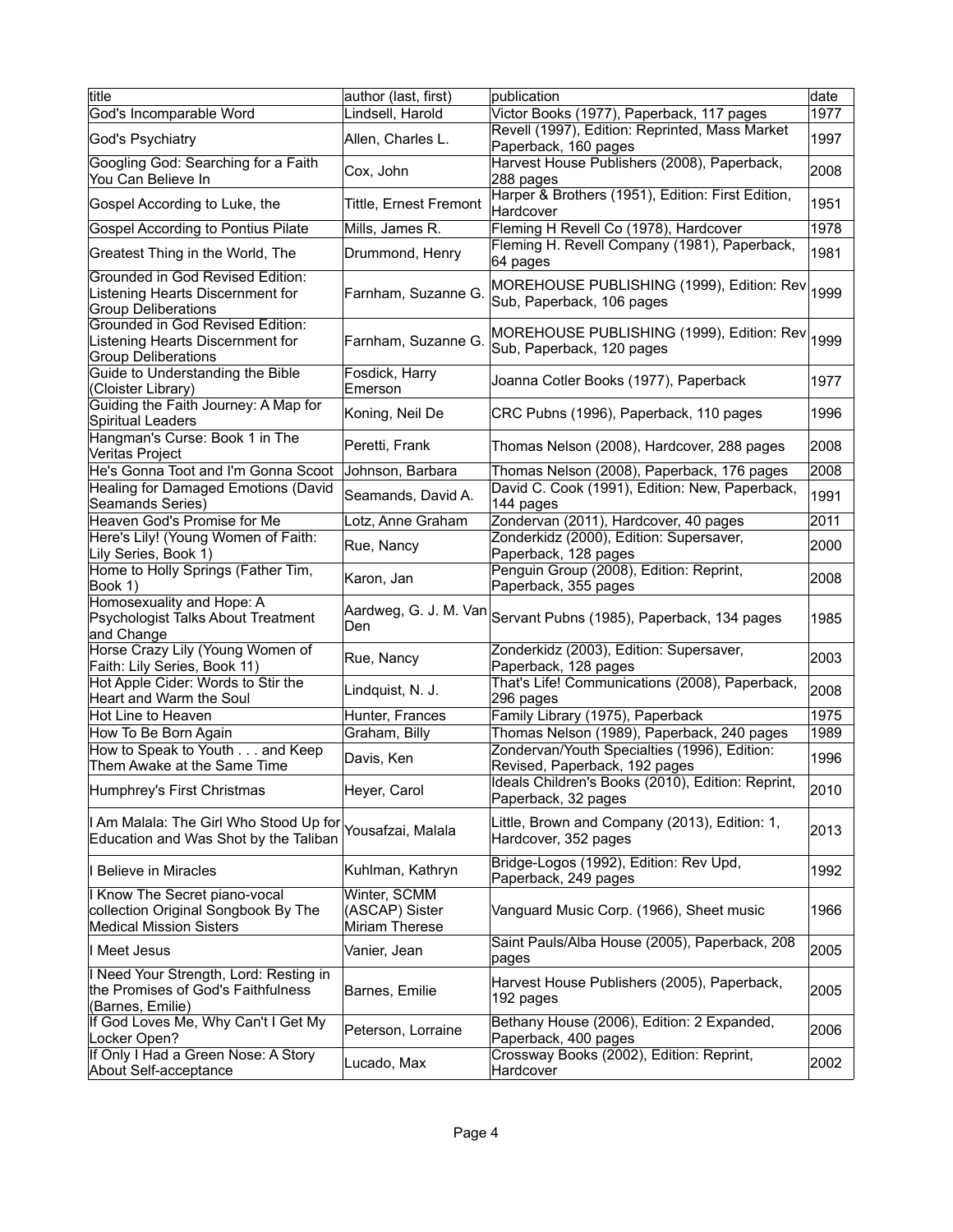| title | author (last, first) | publication | date |
|---|---|---|---|
| God's Incomparable Word | Lindsell, Harold | Victor Books (1977), Paperback, 117 pages | 1977 |
| God's Psychiatry | Allen, Charles L. | Revell (1997), Edition: Reprinted, Mass Market Paperback, 160 pages | 1997 |
| Googling God: Searching for a Faith You Can Believe In | Cox, John | Harvest House Publishers (2008), Paperback, 288 pages | 2008 |
| Gospel According to Luke, the | Tittle, Ernest Fremont | Harper & Brothers (1951), Edition: First Edition, Hardcover | 1951 |
| Gospel According to Pontius Pilate | Mills, James R. | Fleming H Revell Co (1978), Hardcover | 1978 |
| Greatest Thing in the World, The | Drummond, Henry | Fleming H. Revell Company (1981), Paperback, 64 pages | 1981 |
| Grounded in God Revised Edition: Listening Hearts Discernment for Group Deliberations | Farnham, Suzanne G. | MOREHOUSE PUBLISHING (1999), Edition: Rev Sub, Paperback, 106 pages | 1999 |
| Grounded in God Revised Edition: Listening Hearts Discernment for Group Deliberations | Farnham, Suzanne G. | MOREHOUSE PUBLISHING (1999), Edition: Rev Sub, Paperback, 120 pages | 1999 |
| Guide to Understanding the Bible (Cloister Library) | Fosdick, Harry Emerson | Joanna Cotler Books (1977), Paperback | 1977 |
| Guiding the Faith Journey: A Map for Spiritual Leaders | Koning, Neil De | CRC Pubns (1996), Paperback, 110 pages | 1996 |
| Hangman's Curse: Book 1 in The Veritas Project | Peretti, Frank | Thomas Nelson (2008), Hardcover, 288 pages | 2008 |
| He's Gonna Toot and I'm Gonna Scoot | Johnson, Barbara | Thomas Nelson (2008), Paperback, 176 pages | 2008 |
| Healing for Damaged Emotions (David Seamands Series) | Seamands, David A. | David C. Cook (1991), Edition: New, Paperback, 144 pages | 1991 |
| Heaven God's Promise for Me | Lotz, Anne Graham | Zondervan (2011), Hardcover, 40 pages | 2011 |
| Here's Lily! (Young Women of Faith: Lily Series, Book 1) | Rue, Nancy | Zonderkidz (2000), Edition: Supersaver, Paperback, 128 pages | 2000 |
| Home to Holly Springs (Father Tim, Book 1) | Karon, Jan | Penguin Group (2008), Edition: Reprint, Paperback, 355 pages | 2008 |
| Homosexuality and Hope: A Psychologist Talks About Treatment and Change | Aardweg, G. J. M. Van Den | Servant Pubns (1985), Paperback, 134 pages | 1985 |
| Horse Crazy Lily (Young Women of Faith: Lily Series, Book 11) | Rue, Nancy | Zonderkidz (2003), Edition: Supersaver, Paperback, 128 pages | 2003 |
| Hot Apple Cider: Words to Stir the Heart and Warm the Soul | Lindquist, N. J. | That's Life! Communications (2008), Paperback, 296 pages | 2008 |
| Hot Line to Heaven | Hunter, Frances | Family Library (1975), Paperback | 1975 |
| How To Be Born Again | Graham, Billy | Thomas Nelson (1989), Paperback, 240 pages | 1989 |
| How to Speak to Youth . . . and Keep Them Awake at the Same Time | Davis, Ken | Zondervan/Youth Specialties (1996), Edition: Revised, Paperback, 192 pages | 1996 |
| Humphrey's First Christmas | Heyer, Carol | Ideals Children's Books (2010), Edition: Reprint, Paperback, 32 pages | 2010 |
| I Am Malala: The Girl Who Stood Up for Education and Was Shot by the Taliban | Yousafzai, Malala | Little, Brown and Company (2013), Edition: 1, Hardcover, 352 pages | 2013 |
| I Believe in Miracles | Kuhlman, Kathryn | Bridge-Logos (1992), Edition: Rev Upd, Paperback, 249 pages | 1992 |
| I Know The Secret piano-vocal collection Original Songbook By The Medical Mission Sisters | Winter, SCMM (ASCAP) Sister Miriam Therese | Vanguard Music Corp. (1966), Sheet music | 1966 |
| I Meet Jesus | Vanier, Jean | Saint Pauls/Alba House (2005), Paperback, 208 pages | 2005 |
| I Need Your Strength, Lord: Resting in the Promises of God's Faithfulness (Barnes, Emilie) | Barnes, Emilie | Harvest House Publishers (2005), Paperback, 192 pages | 2005 |
| If God Loves Me, Why Can't I Get My Locker Open? | Peterson, Lorraine | Bethany House (2006), Edition: 2 Expanded, Paperback, 400 pages | 2006 |
| If Only I Had a Green Nose: A Story About Self-acceptance | Lucado, Max | Crossway Books (2002), Edition: Reprint, Hardcover | 2002 |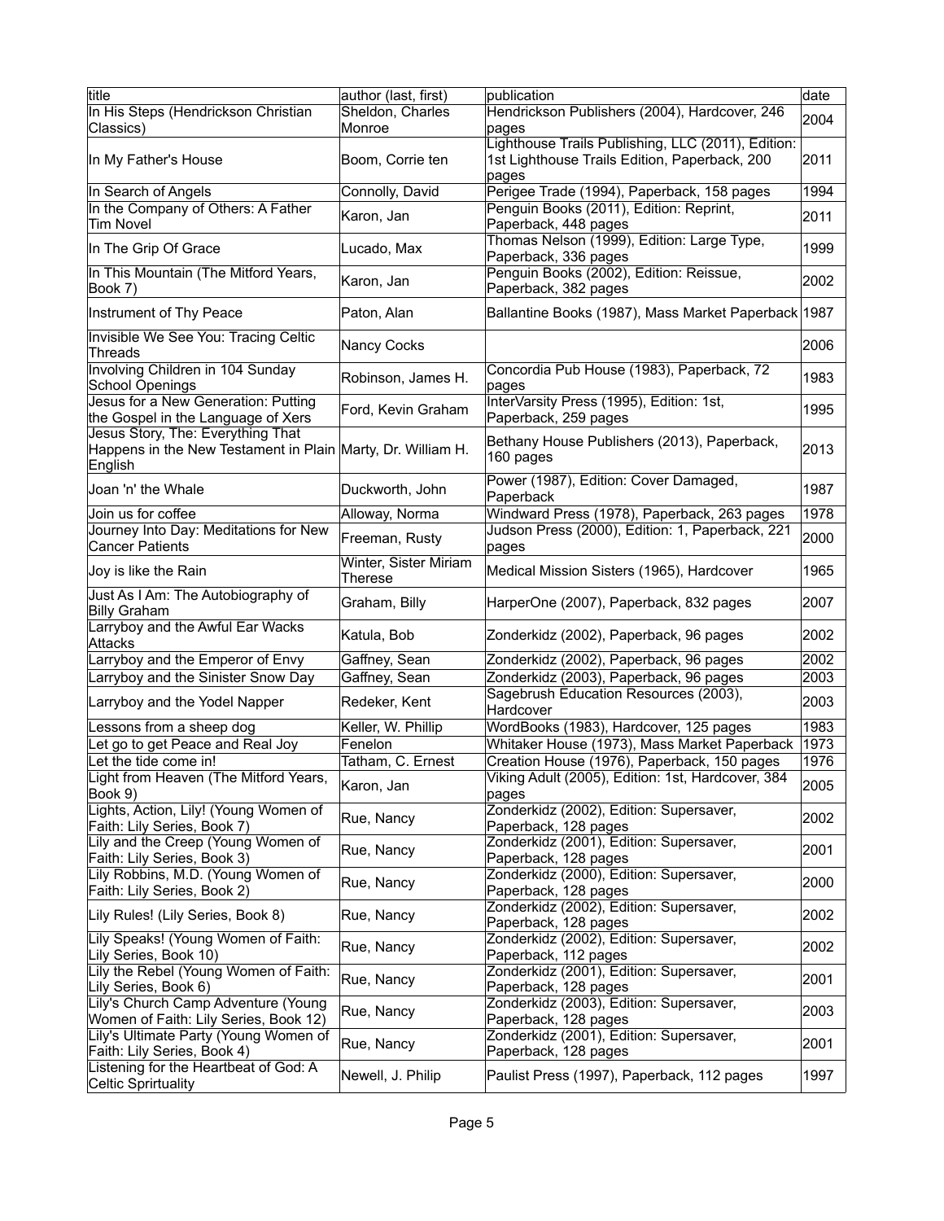| title | author (last, first) | publication | date |
|---|---|---|---|
| In His Steps (Hendrickson Christian Classics) | Sheldon, Charles Monroe | Hendrickson Publishers (2004), Hardcover, 246 pages | 2004 |
| In My Father's House | Boom, Corrie ten | Lighthouse Trails Publishing, LLC (2011), Edition: 1st Lighthouse Trails Edition, Paperback, 200 pages | 2011 |
| In Search of Angels | Connolly, David | Perigee Trade (1994), Paperback, 158 pages | 1994 |
| In the Company of Others: A Father Tim Novel | Karon, Jan | Penguin Books (2011), Edition: Reprint, Paperback, 448 pages | 2011 |
| In The Grip Of Grace | Lucado, Max | Thomas Nelson (1999), Edition: Large Type, Paperback, 336 pages | 1999 |
| In This Mountain (The Mitford Years, Book 7) | Karon, Jan | Penguin Books (2002), Edition: Reissue, Paperback, 382 pages | 2002 |
| Instrument of Thy Peace | Paton, Alan | Ballantine Books (1987), Mass Market Paperback | 1987 |
| Invisible We See You: Tracing Celtic Threads | Nancy Cocks | | 2006 |
| Involving Children in 104 Sunday School Openings | Robinson, James H. | Concordia Pub House (1983), Paperback, 72 pages | 1983 |
| Jesus for a New Generation: Putting the Gospel in the Language of Xers | Ford, Kevin Graham | InterVarsity Press (1995), Edition: 1st, Paperback, 259 pages | 1995 |
| Jesus Story, The: Everything That Happens in the New Testament in Plain English | Marty, Dr. William H. | Bethany House Publishers (2013), Paperback, 160 pages | 2013 |
| Joan 'n' the Whale | Duckworth, John | Power (1987), Edition: Cover Damaged, Paperback | 1987 |
| Join us for coffee | Alloway, Norma | Windward Press (1978), Paperback, 263 pages | 1978 |
| Journey Into Day: Meditations for New Cancer Patients | Freeman, Rusty | Judson Press (2000), Edition: 1, Paperback, 221 pages | 2000 |
| Joy is like the Rain | Winter, Sister Miriam Therese | Medical Mission Sisters (1965), Hardcover | 1965 |
| Just As I Am: The Autobiography of Billy Graham | Graham, Billy | HarperOne (2007), Paperback, 832 pages | 2007 |
| Larryboy and the Awful Ear Wacks Attacks | Katula, Bob | Zonderkidz (2002), Paperback, 96 pages | 2002 |
| Larryboy and the Emperor of Envy | Gaffney, Sean | Zonderkidz (2002), Paperback, 96 pages | 2002 |
| Larryboy and the Sinister Snow Day | Gaffney, Sean | Zonderkidz (2003), Paperback, 96 pages | 2003 |
| Larryboy and the Yodel Napper | Redeker, Kent | Sagebrush Education Resources (2003), Hardcover | 2003 |
| Lessons from a sheep dog | Keller, W. Phillip | WordBooks (1983), Hardcover, 125 pages | 1983 |
| Let go to get Peace and Real Joy | Fenelon | Whitaker House (1973), Mass Market Paperback | 1973 |
| Let the tide come in! | Tatham, C. Ernest | Creation House (1976), Paperback, 150 pages | 1976 |
| Light from Heaven (The Mitford Years, Book 9) | Karon, Jan | Viking Adult (2005), Edition: 1st, Hardcover, 384 pages | 2005 |
| Lights, Action, Lily! (Young Women of Faith: Lily Series, Book 7) | Rue, Nancy | Zonderkidz (2002), Edition: Supersaver, Paperback, 128 pages | 2002 |
| Lily and the Creep (Young Women of Faith: Lily Series, Book 3) | Rue, Nancy | Zonderkidz (2001), Edition: Supersaver, Paperback, 128 pages | 2001 |
| Lily Robbins, M.D. (Young Women of Faith: Lily Series, Book 2) | Rue, Nancy | Zonderkidz (2000), Edition: Supersaver, Paperback, 128 pages | 2000 |
| Lily Rules! (Lily Series, Book 8) | Rue, Nancy | Zonderkidz (2002), Edition: Supersaver, Paperback, 128 pages | 2002 |
| Lily Speaks! (Young Women of Faith: Lily Series, Book 10) | Rue, Nancy | Zonderkidz (2002), Edition: Supersaver, Paperback, 112 pages | 2002 |
| Lily the Rebel (Young Women of Faith: Lily Series, Book 6) | Rue, Nancy | Zonderkidz (2001), Edition: Supersaver, Paperback, 128 pages | 2001 |
| Lily's Church Camp Adventure (Young Women of Faith: Lily Series, Book 12) | Rue, Nancy | Zonderkidz (2003), Edition: Supersaver, Paperback, 128 pages | 2003 |
| Lily's Ultimate Party (Young Women of Faith: Lily Series, Book 4) | Rue, Nancy | Zonderkidz (2001), Edition: Supersaver, Paperback, 128 pages | 2001 |
| Listening for the Heartbeat of God: A Celtic Sprirtuality | Newell, J. Philip | Paulist Press (1997), Paperback, 112 pages | 1997 |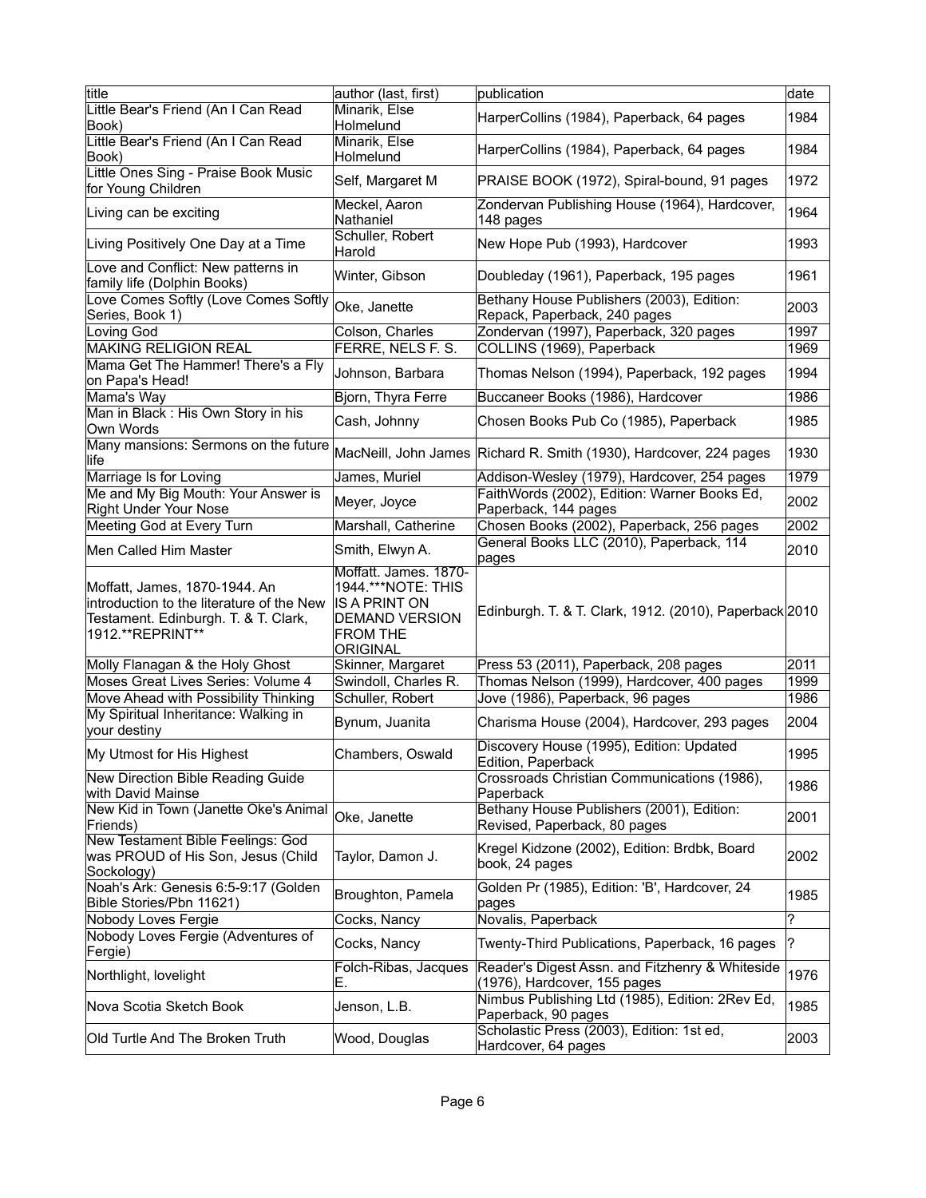| title | author (last, first) | publication | date |
| --- | --- | --- | --- |
| Little Bear's Friend (An I Can Read Book) | Minarik, Else Holmelund | HarperCollins (1984), Paperback, 64 pages | 1984 |
| Little Bear's Friend (An I Can Read Book) | Minarik, Else Holmelund | HarperCollins (1984), Paperback, 64 pages | 1984 |
| Little Ones Sing - Praise Book Music for Young Children | Self, Margaret M | PRAISE BOOK (1972), Spiral-bound, 91 pages | 1972 |
| Living can be exciting | Meckel, Aaron Nathaniel | Zondervan Publishing House (1964), Hardcover, 148 pages | 1964 |
| Living Positively One Day at a Time | Schuller, Robert Harold | New Hope Pub (1993), Hardcover | 1993 |
| Love and Conflict: New patterns in family life (Dolphin Books) | Winter, Gibson | Doubleday (1961), Paperback, 195 pages | 1961 |
| Love Comes Softly (Love Comes Softly Series, Book 1) | Oke, Janette | Bethany House Publishers (2003), Edition: Repack, Paperback, 240 pages | 2003 |
| Loving God | Colson, Charles | Zondervan (1997), Paperback, 320 pages | 1997 |
| MAKING RELIGION REAL | FERRE, NELS F. S. | COLLINS (1969), Paperback | 1969 |
| Mama Get The Hammer! There's a Fly on Papa's Head! | Johnson, Barbara | Thomas Nelson (1994), Paperback, 192 pages | 1994 |
| Mama's Way | Bjorn, Thyra Ferre | Buccaneer Books (1986), Hardcover | 1986 |
| Man in Black : His Own Story in his Own Words | Cash, Johnny | Chosen Books Pub Co (1985), Paperback | 1985 |
| Many mansions: Sermons on the future life | MacNeill, John James | Richard R. Smith (1930), Hardcover, 224 pages | 1930 |
| Marriage Is for Loving | James, Muriel | Addison-Wesley (1979), Hardcover, 254 pages | 1979 |
| Me and My Big Mouth: Your Answer is Right Under Your Nose | Meyer, Joyce | FaithWords (2002), Edition: Warner Books Ed, Paperback, 144 pages | 2002 |
| Meeting God at Every Turn | Marshall, Catherine | Chosen Books (2002), Paperback, 256 pages | 2002 |
| Men Called Him Master | Smith, Elwyn A. | General Books LLC (2010), Paperback, 114 pages | 2010 |
| Moffatt, James, 1870-1944. An introduction to the literature of the New Testament. Edinburgh. T. & T. Clark, 1912.**REPRINT** | Moffatt. James. 1870-1944.***NOTE: THIS IS A PRINT ON DEMAND VERSION FROM THE ORIGINAL | Edinburgh. T. & T. Clark, 1912. (2010), Paperback | 2010 |
| Molly Flanagan & the Holy Ghost | Skinner, Margaret | Press 53 (2011), Paperback, 208 pages | 2011 |
| Moses Great Lives Series: Volume 4 | Swindoll, Charles R. | Thomas Nelson (1999), Hardcover, 400 pages | 1999 |
| Move Ahead with Possibility Thinking | Schuller, Robert | Jove (1986), Paperback, 96 pages | 1986 |
| My Spiritual Inheritance: Walking in your destiny | Bynum, Juanita | Charisma House (2004), Hardcover, 293 pages | 2004 |
| My Utmost for His Highest | Chambers, Oswald | Discovery House (1995), Edition: Updated Edition, Paperback | 1995 |
| New Direction Bible Reading Guide with David Mainse | | Crossroads Christian Communications (1986), Paperback | 1986 |
| New Kid in Town (Janette Oke's Animal Friends) | Oke, Janette | Bethany House Publishers (2001), Edition: Revised, Paperback, 80 pages | 2001 |
| New Testament Bible Feelings: God was PROUD of His Son, Jesus (Child Sockology) | Taylor, Damon J. | Kregel Kidzone (2002), Edition: Brdbk, Board book, 24 pages | 2002 |
| Noah's Ark: Genesis 6:5-9:17 (Golden Bible Stories/Pbn 11621) | Broughton, Pamela | Golden Pr (1985), Edition: 'B', Hardcover, 24 pages | 1985 |
| Nobody Loves Fergie | Cocks, Nancy | Novalis, Paperback | ? |
| Nobody Loves Fergie (Adventures of Fergie) | Cocks, Nancy | Twenty-Third Publications, Paperback, 16 pages | ? |
| Northlight, lovelight | Folch-Ribas, Jacques E. | Reader's Digest Assn. and Fitzhenry & Whiteside (1976), Hardcover, 155 pages | 1976 |
| Nova Scotia Sketch Book | Jenson, L.B. | Nimbus Publishing Ltd (1985), Edition: 2Rev Ed, Paperback, 90 pages | 1985 |
| Old Turtle And The Broken Truth | Wood, Douglas | Scholastic Press (2003), Edition: 1st ed, Hardcover, 64 pages | 2003 |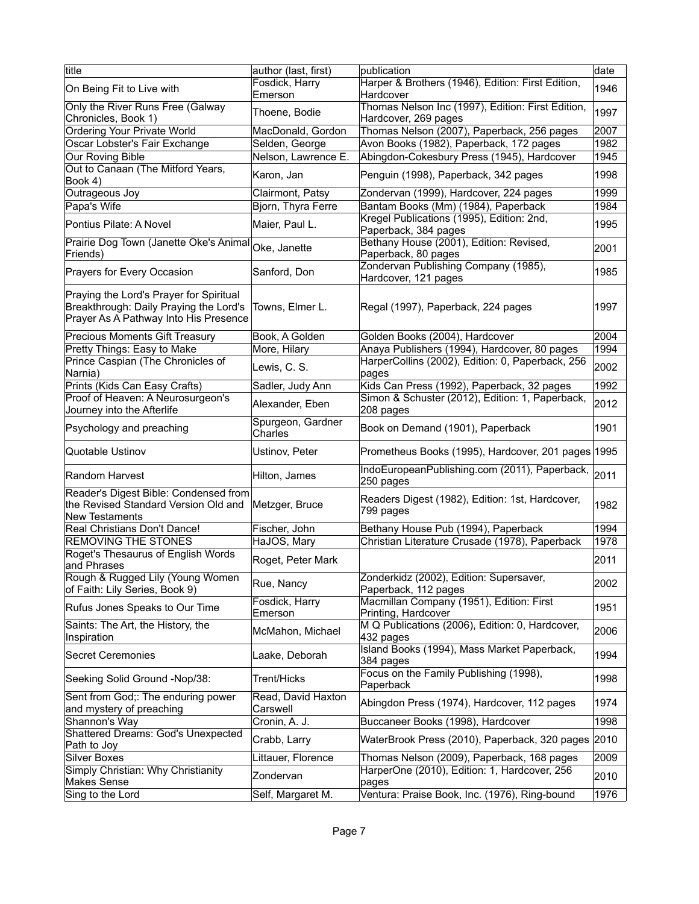| title | author (last, first) | publication | date |
|---|---|---|---|
| On Being Fit to Live with | Fosdick, Harry Emerson | Harper & Brothers (1946), Edition: First Edition, Hardcover | 1946 |
| Only the River Runs Free (Galway Chronicles, Book 1) | Thoene, Bodie | Thomas Nelson Inc (1997), Edition: First Edition, Hardcover, 269 pages | 1997 |
| Ordering Your Private World | MacDonald, Gordon | Thomas Nelson (2007), Paperback, 256 pages | 2007 |
| Oscar Lobster's Fair Exchange | Selden, George | Avon Books (1982), Paperback, 172 pages | 1982 |
| Our Roving Bible | Nelson, Lawrence E. | Abingdon-Cokesbury Press (1945), Hardcover | 1945 |
| Out to Canaan (The Mitford Years, Book 4) | Karon, Jan | Penguin (1998), Paperback, 342 pages | 1998 |
| Outrageous Joy | Clairmont, Patsy | Zondervan (1999), Hardcover, 224 pages | 1999 |
| Papa's Wife | Bjorn, Thyra Ferre | Bantam Books (Mm) (1984), Paperback | 1984 |
| Pontius Pilate: A Novel | Maier, Paul L. | Kregel Publications (1995), Edition: 2nd, Paperback, 384 pages | 1995 |
| Prairie Dog Town (Janette Oke's Animal Friends) | Oke, Janette | Bethany House (2001), Edition: Revised, Paperback, 80 pages | 2001 |
| Prayers for Every Occasion | Sanford, Don | Zondervan Publishing Company (1985), Hardcover, 121 pages | 1985 |
| Praying the Lord's Prayer for Spiritual Breakthrough: Daily Praying the Lord's Prayer As A Pathway Into His Presence | Towns, Elmer L. | Regal (1997), Paperback, 224 pages | 1997 |
| Precious Moments Gift Treasury | Book, A Golden | Golden Books (2004), Hardcover | 2004 |
| Pretty Things: Easy to Make | More, Hilary | Anaya Publishers (1994), Hardcover, 80 pages | 1994 |
| Prince Caspian (The Chronicles of Narnia) | Lewis, C. S. | HarperCollins (2002), Edition: 0, Paperback, 256 pages | 2002 |
| Prints (Kids Can Easy Crafts) | Sadler, Judy Ann | Kids Can Press (1992), Paperback, 32 pages | 1992 |
| Proof of Heaven: A Neurosurgeon's Journey into the Afterlife | Alexander, Eben | Simon & Schuster (2012), Edition: 1, Paperback, 208 pages | 2012 |
| Psychology and preaching | Spurgeon, Gardner Charles | Book on Demand (1901), Paperback | 1901 |
| Quotable Ustinov | Ustinov, Peter | Prometheus Books (1995), Hardcover, 201 pages | 1995 |
| Random Harvest | Hilton, James | IndoEuropeanPublishing.com (2011), Paperback, 250 pages | 2011 |
| Reader's Digest Bible: Condensed from the Revised Standard Version Old and New Testaments | Metzger, Bruce | Readers Digest (1982), Edition: 1st, Hardcover, 799 pages | 1982 |
| Real Christians Don't Dance! | Fischer, John | Bethany House Pub (1994), Paperback | 1994 |
| REMOVING THE STONES | HaJOS, Mary | Christian Literature Crusade (1978), Paperback | 1978 |
| Roget's Thesaurus of English Words and Phrases | Roget, Peter Mark | | 2011 |
| Rough & Rugged Lily (Young Women of Faith: Lily Series, Book 9) | Rue, Nancy | Zonderkidz (2002), Edition: Supersaver, Paperback, 112 pages | 2002 |
| Rufus Jones Speaks to Our Time | Fosdick, Harry Emerson | Macmillan Company (1951), Edition: First Printing, Hardcover | 1951 |
| Saints: The Art, the History, the Inspiration | McMahon, Michael | M Q Publications (2006), Edition: 0, Hardcover, 432 pages | 2006 |
| Secret Ceremonies | Laake, Deborah | Island Books (1994), Mass Market Paperback, 384 pages | 1994 |
| Seeking Solid Ground -Nop/38: | Trent/Hicks | Focus on the Family Publishing (1998), Paperback | 1998 |
| Sent from God;: The enduring power and mystery of preaching | Read, David Haxton Carswell | Abingdon Press (1974), Hardcover, 112 pages | 1974 |
| Shannon's Way | Cronin, A. J. | Buccaneer Books (1998), Hardcover | 1998 |
| Shattered Dreams: God's Unexpected Path to Joy | Crabb, Larry | WaterBrook Press (2010), Paperback, 320 pages | 2010 |
| Silver Boxes | Littauer, Florence | Thomas Nelson (2009), Paperback, 168 pages | 2009 |
| Simply Christian: Why Christianity Makes Sense | Zondervan | HarperOne (2010), Edition: 1, Hardcover, 256 pages | 2010 |
| Sing to the Lord | Self, Margaret M. | Ventura: Praise Book, Inc. (1976), Ring-bound | 1976 |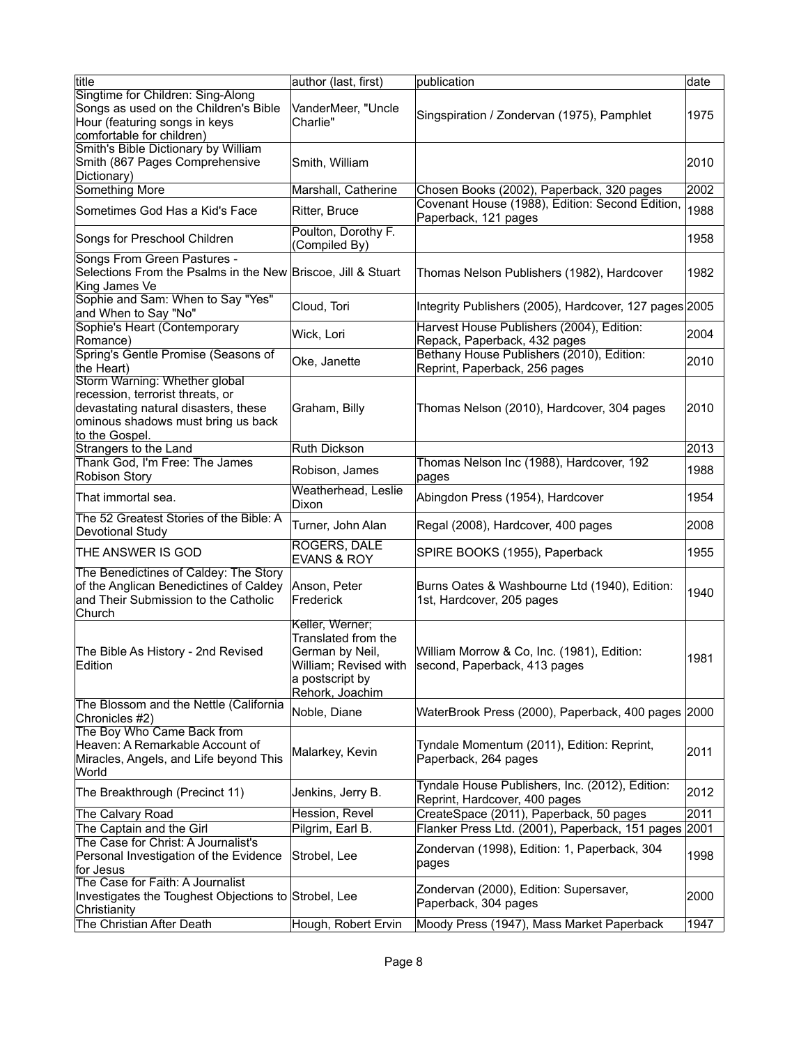| title | author (last, first) | publication | date |
| --- | --- | --- | --- |
| Singtime for Children: Sing-Along Songs as used on the Children's Bible Hour (featuring songs in keys comfortable for children) | VanderMeer, "Uncle Charlie" | Singspiration / Zondervan (1975), Pamphlet | 1975 |
| Smith's Bible Dictionary by William Smith (867 Pages Comprehensive Dictionary) | Smith, William | | 2010 |
| Something More | Marshall, Catherine | Chosen Books (2002), Paperback, 320 pages | 2002 |
| Sometimes God Has a Kid's Face | Ritter, Bruce | Covenant House (1988), Edition: Second Edition, Paperback, 121 pages | 1988 |
| Songs for Preschool Children | Poulton, Dorothy F. (Compiled By) | | 1958 |
| Songs From Green Pastures - Selections From the Psalms in the New King James Ve | Briscoe, Jill & Stuart | Thomas Nelson Publishers (1982), Hardcover | 1982 |
| Sophie and Sam: When to Say "Yes" and When to Say "No" | Cloud, Tori | Integrity Publishers (2005), Hardcover, 127 pages | 2005 |
| Sophie's Heart (Contemporary Romance) | Wick, Lori | Harvest House Publishers (2004), Edition: Repack, Paperback, 432 pages | 2004 |
| Spring's Gentle Promise (Seasons of the Heart) | Oke, Janette | Bethany House Publishers (2010), Edition: Reprint, Paperback, 256 pages | 2010 |
| Storm Warning: Whether global recession, terrorist threats, or devastating natural disasters, these ominous shadows must bring us back to the Gospel. | Graham, Billy | Thomas Nelson (2010), Hardcover, 304 pages | 2010 |
| Strangers to the Land | Ruth Dickson | | 2013 |
| Thank God, I'm Free: The James Robison Story | Robison, James | Thomas Nelson Inc (1988), Hardcover, 192 pages | 1988 |
| That immortal sea. | Weatherhead, Leslie Dixon | Abingdon Press (1954), Hardcover | 1954 |
| The 52 Greatest Stories of the Bible: A Devotional Study | Turner, John Alan | Regal (2008), Hardcover, 400 pages | 2008 |
| THE ANSWER IS GOD | ROGERS, DALE EVANS & ROY | SPIRE BOOKS (1955), Paperback | 1955 |
| The Benedictines of Caldey: The Story of the Anglican Benedictines of Caldey and Their Submission to the Catholic Church | Anson, Peter Frederick | Burns Oates & Washbourne Ltd (1940), Edition: 1st, Hardcover, 205 pages | 1940 |
| The Bible As History - 2nd Revised Edition | Keller, Werner; Translated from the German by Neil, William; Revised with a postscript by Rehork, Joachim | William Morrow & Co, Inc. (1981), Edition: second, Paperback, 413 pages | 1981 |
| The Blossom and the Nettle (California Chronicles #2) | Noble, Diane | WaterBrook Press (2000), Paperback, 400 pages | 2000 |
| The Boy Who Came Back from Heaven: A Remarkable Account of Miracles, Angels, and Life beyond This World | Malarkey, Kevin | Tyndale Momentum (2011), Edition: Reprint, Paperback, 264 pages | 2011 |
| The Breakthrough (Precinct 11) | Jenkins, Jerry B. | Tyndale House Publishers, Inc. (2012), Edition: Reprint, Hardcover, 400 pages | 2012 |
| The Calvary Road | Hession, Revel | CreateSpace (2011), Paperback, 50 pages | 2011 |
| The Captain and the Girl | Pilgrim, Earl B. | Flanker Press Ltd. (2001), Paperback, 151 pages | 2001 |
| The Case for Christ: A Journalist's Personal Investigation of the Evidence for Jesus | Strobel, Lee | Zondervan (1998), Edition: 1, Paperback, 304 pages | 1998 |
| The Case for Faith: A Journalist Investigates the Toughest Objections to Christianity | Strobel, Lee | Zondervan (2000), Edition: Supersaver, Paperback, 304 pages | 2000 |
| The Christian After Death | Hough, Robert Ervin | Moody Press (1947), Mass Market Paperback | 1947 |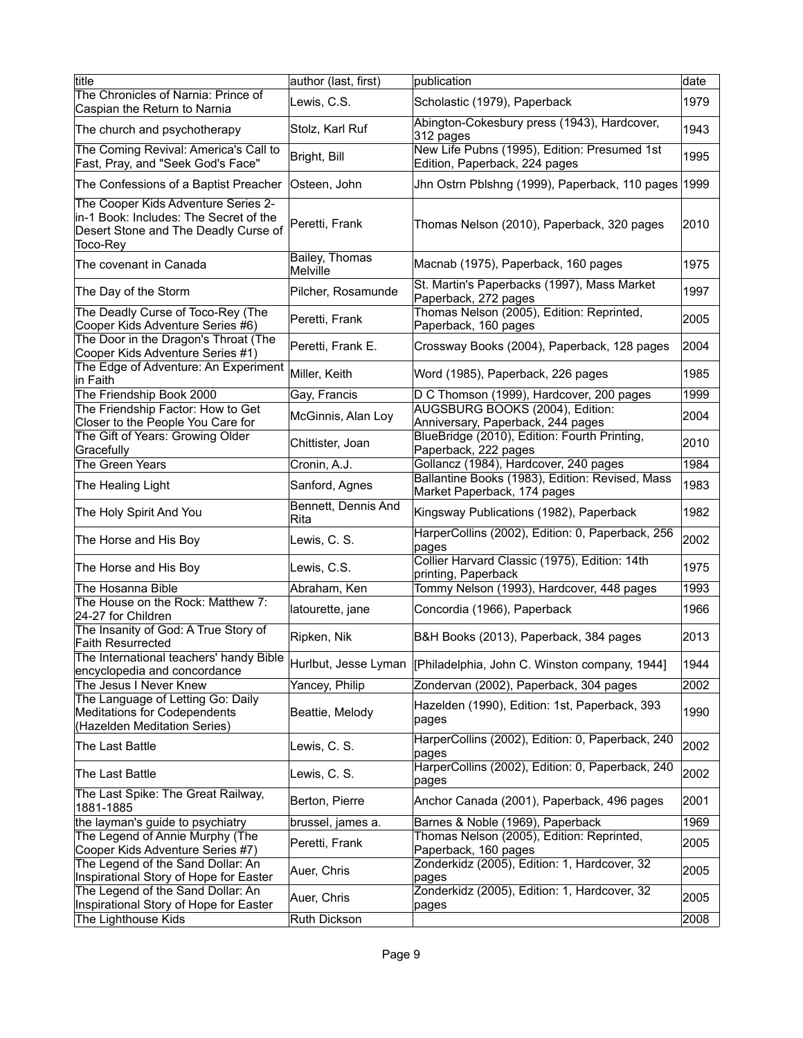| title | author (last, first) | publication | date |
|---|---|---|---|
| The Chronicles of Narnia: Prince of Caspian the Return to Narnia | Lewis, C.S. | Scholastic (1979), Paperback | 1979 |
| The church and psychotherapy | Stolz, Karl Ruf | Abington-Cokesbury press (1943), Hardcover, 312 pages | 1943 |
| The Coming Revival: America's Call to Fast, Pray, and "Seek God's Face" | Bright, Bill | New Life Pubns (1995), Edition: Presumed 1st Edition, Paperback, 224 pages | 1995 |
| The Confessions of a Baptist Preacher | Osteen, John | Jhn Ostrn Pblshng (1999), Paperback, 110 pages | 1999 |
| The Cooper Kids Adventure Series 2-in-1 Book: Includes: The Secret of the Desert Stone and The Deadly Curse of Toco-Rey | Peretti, Frank | Thomas Nelson (2010), Paperback, 320 pages | 2010 |
| The covenant in Canada | Bailey, Thomas Melville | Macnab (1975), Paperback, 160 pages | 1975 |
| The Day of the Storm | Pilcher, Rosamunde | St. Martin's Paperbacks (1997), Mass Market Paperback, 272 pages | 1997 |
| The Deadly Curse of Toco-Rey (The Cooper Kids Adventure Series #6) | Peretti, Frank | Thomas Nelson (2005), Edition: Reprinted, Paperback, 160 pages | 2005 |
| The Door in the Dragon's Throat (The Cooper Kids Adventure Series #1) | Peretti, Frank E. | Crossway Books (2004), Paperback, 128 pages | 2004 |
| The Edge of Adventure: An Experiment in Faith | Miller, Keith | Word (1985), Paperback, 226 pages | 1985 |
| The Friendship Book 2000 | Gay, Francis | D C Thomson (1999), Hardcover, 200 pages | 1999 |
| The Friendship Factor: How to Get Closer to the People You Care for | McGinnis, Alan Loy | AUGSBURG BOOKS (2004), Edition: Anniversary, Paperback, 244 pages | 2004 |
| The Gift of Years: Growing Older Gracefully | Chittister, Joan | BlueBridge (2010), Edition: Fourth Printing, Paperback, 222 pages | 2010 |
| The Green Years | Cronin, A.J. | Gollancz (1984), Hardcover, 240 pages | 1984 |
| The Healing Light | Sanford, Agnes | Ballantine Books (1983), Edition: Revised, Mass Market Paperback, 174 pages | 1983 |
| The Holy Spirit And You | Bennett, Dennis And Rita | Kingsway Publications (1982), Paperback | 1982 |
| The Horse and His Boy | Lewis, C. S. | HarperCollins (2002), Edition: 0, Paperback, 256 pages | 2002 |
| The Horse and His Boy | Lewis, C.S. | Collier Harvard Classic (1975), Edition: 14th printing, Paperback | 1975 |
| The Hosanna Bible | Abraham, Ken | Tommy Nelson (1993), Hardcover, 448 pages | 1993 |
| The House on the Rock: Matthew 7: 24-27 for Children | latourette, jane | Concordia (1966), Paperback | 1966 |
| The Insanity of God: A True Story of Faith Resurrected | Ripken, Nik | B&H Books (2013), Paperback, 384 pages | 2013 |
| The International teachers' handy Bible encyclopedia and concordance | Hurlbut, Jesse Lyman | [Philadelphia, John C. Winston company, 1944] | 1944 |
| The Jesus I Never Knew | Yancey, Philip | Zondervan (2002), Paperback, 304 pages | 2002 |
| The Language of Letting Go: Daily Meditations for Codependents (Hazelden Meditation Series) | Beattie, Melody | Hazelden (1990), Edition: 1st, Paperback, 393 pages | 1990 |
| The Last Battle | Lewis, C. S. | HarperCollins (2002), Edition: 0, Paperback, 240 pages | 2002 |
| The Last Battle | Lewis, C. S. | HarperCollins (2002), Edition: 0, Paperback, 240 pages | 2002 |
| The Last Spike: The Great Railway, 1881-1885 | Berton, Pierre | Anchor Canada (2001), Paperback, 496 pages | 2001 |
| the layman's guide to psychiatry | brussel, james a. | Barnes & Noble (1969), Paperback | 1969 |
| The Legend of Annie Murphy (The Cooper Kids Adventure Series #7) | Peretti, Frank | Thomas Nelson (2005), Edition: Reprinted, Paperback, 160 pages | 2005 |
| The Legend of the Sand Dollar: An Inspirational Story of Hope for Easter | Auer, Chris | Zonderkidz (2005), Edition: 1, Hardcover, 32 pages | 2005 |
| The Legend of the Sand Dollar: An Inspirational Story of Hope for Easter | Auer, Chris | Zonderkidz (2005), Edition: 1, Hardcover, 32 pages | 2005 |
| The Lighthouse Kids | Ruth Dickson | | 2008 |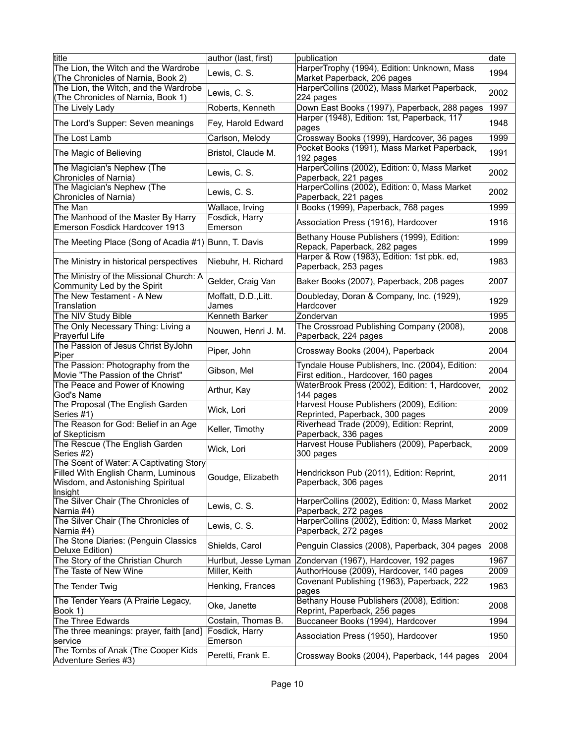| title | author (last, first) | publication | date |
|---|---|---|---|
| The Lion, the Witch and the Wardrobe (The Chronicles of Narnia, Book 2) | Lewis, C. S. | HarperTrophy (1994), Edition: Unknown, Mass Market Paperback, 206 pages | 1994 |
| The Lion, the Witch, and the Wardrobe (The Chronicles of Narnia, Book 1) | Lewis, C. S. | HarperCollins (2002), Mass Market Paperback, 224 pages | 2002 |
| The Lively Lady | Roberts, Kenneth | Down East Books (1997), Paperback, 288 pages | 1997 |
| The Lord's Supper: Seven meanings | Fey, Harold Edward | Harper (1948), Edition: 1st, Paperback, 117 pages | 1948 |
| The Lost Lamb | Carlson, Melody | Crossway Books (1999), Hardcover, 36 pages | 1999 |
| The Magic of Believing | Bristol, Claude M. | Pocket Books (1991), Mass Market Paperback, 192 pages | 1991 |
| The Magician's Nephew (The Chronicles of Narnia) | Lewis, C. S. | HarperCollins (2002), Edition: 0, Mass Market Paperback, 221 pages | 2002 |
| The Magician's Nephew (The Chronicles of Narnia) | Lewis, C. S. | HarperCollins (2002), Edition: 0, Mass Market Paperback, 221 pages | 2002 |
| The Man | Wallace, Irving | I Books (1999), Paperback, 768 pages | 1999 |
| The Manhood of the Master By Harry Emerson Fosdick Hardcover 1913 | Fosdick, Harry Emerson | Association Press (1916), Hardcover | 1916 |
| The Meeting Place (Song of Acadia #1) | Bunn, T. Davis | Bethany House Publishers (1999), Edition: Repack, Paperback, 282 pages | 1999 |
| The Ministry in historical perspectives | Niebuhr, H. Richard | Harper & Row (1983), Edition: 1st pbk. ed, Paperback, 253 pages | 1983 |
| The Ministry of the Missional Church: A Community Led by the Spirit | Gelder, Craig Van | Baker Books (2007), Paperback, 208 pages | 2007 |
| The New Testament - A New Translation | Moffatt, D.D.,Litt. James | Doubleday, Doran & Company, Inc. (1929), Hardcover | 1929 |
| The NIV Study Bible | Kenneth Barker | Zondervan | 1995 |
| The Only Necessary Thing: Living a Prayerful Life | Nouwen, Henri J. M. | The Crossroad Publishing Company (2008), Paperback, 224 pages | 2008 |
| The Passion of Jesus Christ ByJohn Piper | Piper, John | Crossway Books (2004), Paperback | 2004 |
| The Passion: Photography from the Movie "The Passion of the Christ" | Gibson, Mel | Tyndale House Publishers, Inc. (2004), Edition: First edition., Hardcover, 160 pages | 2004 |
| The Peace and Power of Knowing God's Name | Arthur, Kay | WaterBrook Press (2002), Edition: 1, Hardcover, 144 pages | 2002 |
| The Proposal (The English Garden Series #1) | Wick, Lori | Harvest House Publishers (2009), Edition: Reprinted, Paperback, 300 pages | 2009 |
| The Reason for God: Belief in an Age of Skepticism | Keller, Timothy | Riverhead Trade (2009), Edition: Reprint, Paperback, 336 pages | 2009 |
| The Rescue (The English Garden Series #2) | Wick, Lori | Harvest House Publishers (2009), Paperback, 300 pages | 2009 |
| The Scent of Water: A Captivating Story Filled With English Charm, Luminous Wisdom, and Astonishing Spiritual Insight | Goudge, Elizabeth | Hendrickson Pub (2011), Edition: Reprint, Paperback, 306 pages | 2011 |
| The Silver Chair (The Chronicles of Narnia #4) | Lewis, C. S. | HarperCollins (2002), Edition: 0, Mass Market Paperback, 272 pages | 2002 |
| The Silver Chair (The Chronicles of Narnia #4) | Lewis, C. S. | HarperCollins (2002), Edition: 0, Mass Market Paperback, 272 pages | 2002 |
| The Stone Diaries: (Penguin Classics Deluxe Edition) | Shields, Carol | Penguin Classics (2008), Paperback, 304 pages | 2008 |
| The Story of the Christian Church | Hurlbut, Jesse Lyman | Zondervan (1967), Hardcover, 192 pages | 1967 |
| The Taste of New Wine | Miller, Keith | AuthorHouse (2009), Hardcover, 140 pages | 2009 |
| The Tender Twig | Henking, Frances | Covenant Publishing (1963), Paperback, 222 pages | 1963 |
| The Tender Years (A Prairie Legacy, Book 1) | Oke, Janette | Bethany House Publishers (2008), Edition: Reprint, Paperback, 256 pages | 2008 |
| The Three Edwards | Costain, Thomas B. | Buccaneer Books (1994), Hardcover | 1994 |
| The three meanings: prayer, faith [and] service | Fosdick, Harry Emerson | Association Press (1950), Hardcover | 1950 |
| The Tombs of Anak (The Cooper Kids Adventure Series #3) | Peretti, Frank E. | Crossway Books (2004), Paperback, 144 pages | 2004 |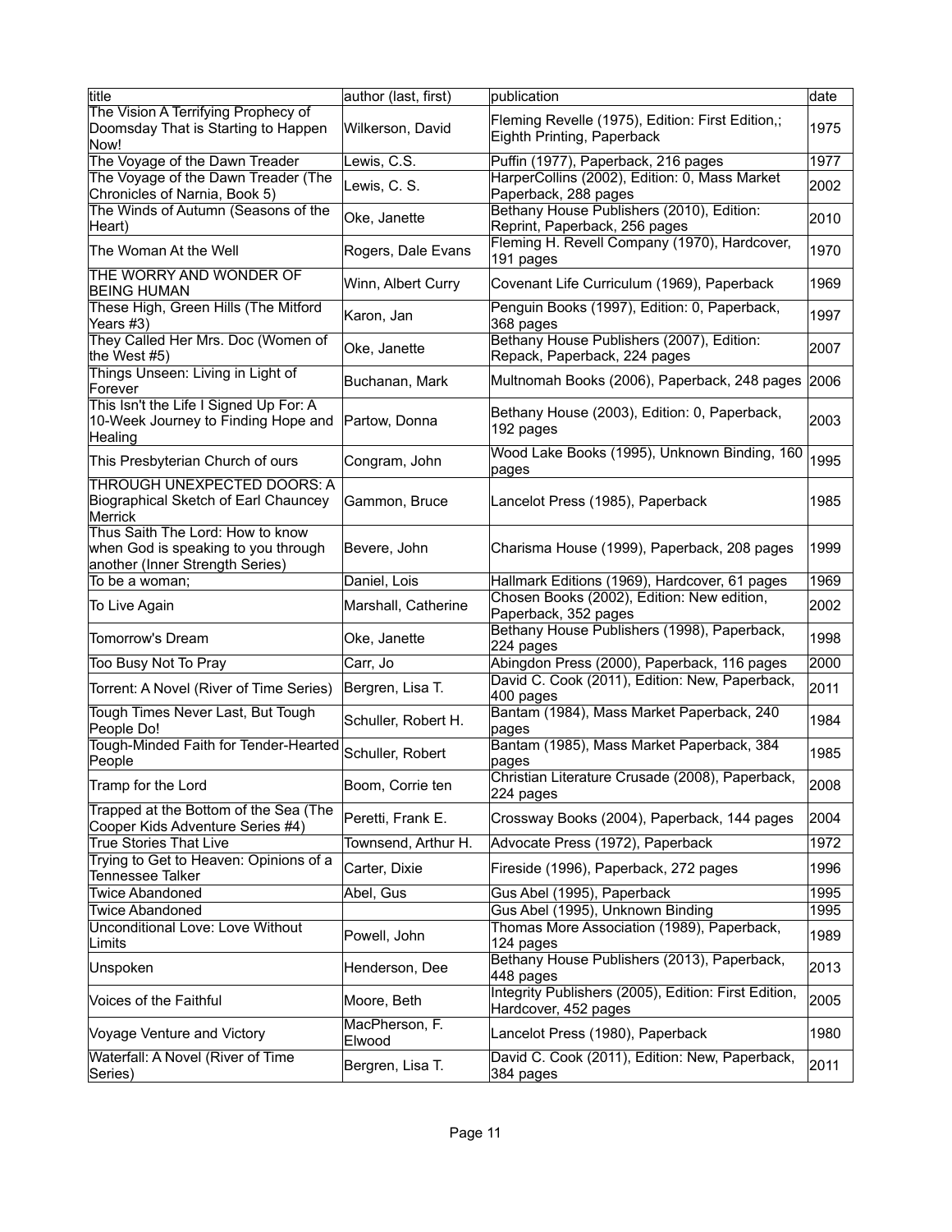| title | author (last, first) | publication | date |
| --- | --- | --- | --- |
| The Vision A Terrifying Prophecy of Doomsday That is Starting to Happen Now! | Wilkerson, David | Fleming Revelle (1975), Edition: First Edition,; Eighth Printing, Paperback | 1975 |
| The Voyage of the Dawn Treader | Lewis, C.S. | Puffin (1977), Paperback, 216 pages | 1977 |
| The Voyage of the Dawn Treader (The Chronicles of Narnia, Book 5) | Lewis, C. S. | HarperCollins (2002), Edition: 0, Mass Market Paperback, 288 pages | 2002 |
| The Winds of Autumn (Seasons of the Heart) | Oke, Janette | Bethany House Publishers (2010), Edition: Reprint, Paperback, 256 pages | 2010 |
| The Woman At the Well | Rogers, Dale Evans | Fleming H. Revell Company (1970), Hardcover, 191 pages | 1970 |
| THE WORRY AND WONDER OF BEING HUMAN | Winn, Albert Curry | Covenant Life Curriculum (1969), Paperback | 1969 |
| These High, Green Hills (The Mitford Years #3) | Karon, Jan | Penguin Books (1997), Edition: 0, Paperback, 368 pages | 1997 |
| They Called Her Mrs. Doc (Women of the West #5) | Oke, Janette | Bethany House Publishers (2007), Edition: Repack, Paperback, 224 pages | 2007 |
| Things Unseen: Living in Light of Forever | Buchanan, Mark | Multnomah Books (2006), Paperback, 248 pages | 2006 |
| This Isn't the Life I Signed Up For: A 10-Week Journey to Finding Hope and Healing | Partow, Donna | Bethany House (2003), Edition: 0, Paperback, 192 pages | 2003 |
| This Presbyterian Church of ours | Congram, John | Wood Lake Books (1995), Unknown Binding, 160 pages | 1995 |
| THROUGH UNEXPECTED DOORS: A Biographical Sketch of Earl Chauncey Merrick | Gammon, Bruce | Lancelot Press (1985), Paperback | 1985 |
| Thus Saith The Lord: How to know when God is speaking to you through another (Inner Strength Series) | Bevere, John | Charisma House (1999), Paperback, 208 pages | 1999 |
| To be a woman; | Daniel, Lois | Hallmark Editions (1969), Hardcover, 61 pages | 1969 |
| To Live Again | Marshall, Catherine | Chosen Books (2002), Edition: New edition, Paperback, 352 pages | 2002 |
| Tomorrow's Dream | Oke, Janette | Bethany House Publishers (1998), Paperback, 224 pages | 1998 |
| Too Busy Not To Pray | Carr, Jo | Abingdon Press (2000), Paperback, 116 pages | 2000 |
| Torrent: A Novel (River of Time Series) | Bergren, Lisa T. | David C. Cook (2011), Edition: New, Paperback, 400 pages | 2011 |
| Tough Times Never Last, But Tough People Do! | Schuller, Robert H. | Bantam (1984), Mass Market Paperback, 240 pages | 1984 |
| Tough-Minded Faith for Tender-Hearted People | Schuller, Robert | Bantam (1985), Mass Market Paperback, 384 pages | 1985 |
| Tramp for the Lord | Boom, Corrie ten | Christian Literature Crusade (2008), Paperback, 224 pages | 2008 |
| Trapped at the Bottom of the Sea (The Cooper Kids Adventure Series #4) | Peretti, Frank E. | Crossway Books (2004), Paperback, 144 pages | 2004 |
| True Stories That Live | Townsend, Arthur H. | Advocate Press (1972), Paperback | 1972 |
| Trying to Get to Heaven: Opinions of a Tennessee Talker | Carter, Dixie | Fireside (1996), Paperback, 272 pages | 1996 |
| Twice Abandoned | Abel, Gus | Gus Abel (1995), Paperback | 1995 |
| Twice Abandoned | | Gus Abel (1995), Unknown Binding | 1995 |
| Unconditional Love: Love Without Limits | Powell, John | Thomas More Association (1989), Paperback, 124 pages | 1989 |
| Unspoken | Henderson, Dee | Bethany House Publishers (2013), Paperback, 448 pages | 2013 |
| Voices of the Faithful | Moore, Beth | Integrity Publishers (2005), Edition: First Edition, Hardcover, 452 pages | 2005 |
| Voyage Venture and Victory | MacPherson, F. Elwood | Lancelot Press (1980), Paperback | 1980 |
| Waterfall: A Novel (River of Time Series) | Bergren, Lisa T. | David C. Cook (2011), Edition: New, Paperback, 384 pages | 2011 |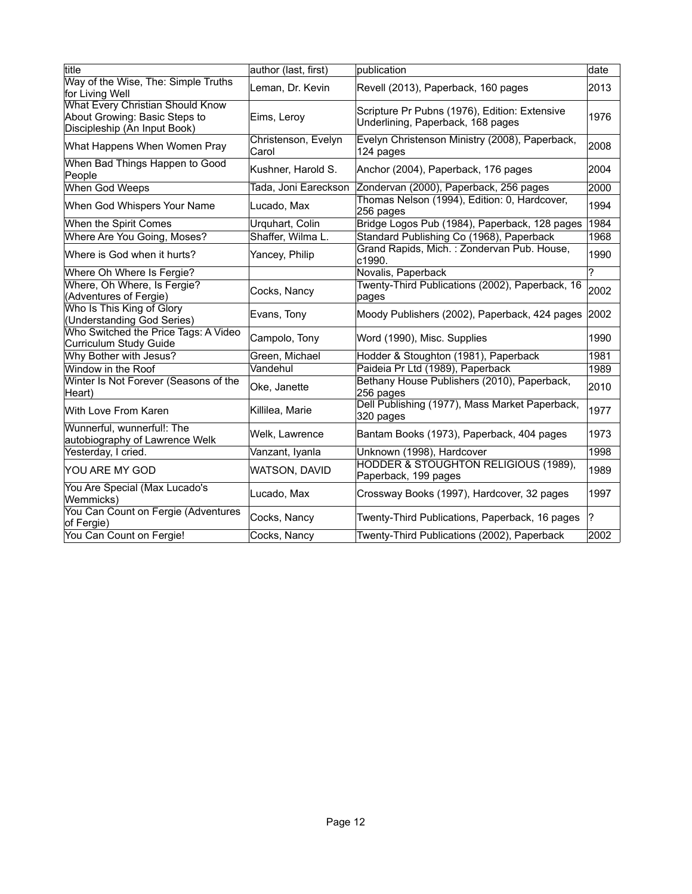| title | author (last, first) | publication | date |
| --- | --- | --- | --- |
| Way of the Wise, The: Simple Truths for Living Well | Leman, Dr. Kevin | Revell (2013), Paperback, 160 pages | 2013 |
| What Every Christian Should Know About Growing: Basic Steps to Discipleship (An Input Book) | Eims, Leroy | Scripture Pr Pubns (1976), Edition: Extensive Underlining, Paperback, 168 pages | 1976 |
| What Happens When Women Pray | Christenson, Evelyn Carol | Evelyn Christenson Ministry (2008), Paperback, 124 pages | 2008 |
| When Bad Things Happen to Good People | Kushner, Harold S. | Anchor (2004), Paperback, 176 pages | 2004 |
| When God Weeps | Tada, Joni Eareckson | Zondervan (2000), Paperback, 256 pages | 2000 |
| When God Whispers Your Name | Lucado, Max | Thomas Nelson (1994), Edition: 0, Hardcover, 256 pages | 1994 |
| When the Spirit Comes | Urquhart, Colin | Bridge Logos Pub (1984), Paperback, 128 pages | 1984 |
| Where Are You Going, Moses? | Shaffer, Wilma L. | Standard Publishing Co (1968), Paperback | 1968 |
| Where is God when it hurts? | Yancey, Philip | Grand Rapids, Mich. : Zondervan Pub. House, c1990. | 1990 |
| Where Oh Where Is Fergie? | | Novalis, Paperback | ? |
| Where, Oh Where, Is Fergie? (Adventures of Fergie) | Cocks, Nancy | Twenty-Third Publications (2002), Paperback, 16 pages | 2002 |
| Who Is This King of Glory (Understanding God Series) | Evans, Tony | Moody Publishers (2002), Paperback, 424 pages | 2002 |
| Who Switched the Price Tags: A Video Curriculum Study Guide | Campolo, Tony | Word (1990), Misc. Supplies | 1990 |
| Why Bother with Jesus? | Green, Michael | Hodder & Stoughton (1981), Paperback | 1981 |
| Window in the Roof | Vandehul | Paideia Pr Ltd (1989), Paperback | 1989 |
| Winter Is Not Forever (Seasons of the Heart) | Oke, Janette | Bethany House Publishers (2010), Paperback, 256 pages | 2010 |
| With Love From Karen | Killilea, Marie | Dell Publishing (1977), Mass Market Paperback, 320 pages | 1977 |
| Wunnerful, wunnerful!: The autobiography of Lawrence Welk | Welk, Lawrence | Bantam Books (1973), Paperback, 404 pages | 1973 |
| Yesterday, I cried. | Vanzant, Iyanla | Unknown (1998), Hardcover | 1998 |
| YOU ARE MY GOD | WATSON, DAVID | HODDER & STOUGHTON RELIGIOUS (1989), Paperback, 199 pages | 1989 |
| You Are Special (Max Lucado's Wemmicks) | Lucado, Max | Crossway Books (1997), Hardcover, 32 pages | 1997 |
| You Can Count on Fergie (Adventures of Fergie) | Cocks, Nancy | Twenty-Third Publications, Paperback, 16 pages | ? |
| You Can Count on Fergie! | Cocks, Nancy | Twenty-Third Publications (2002), Paperback | 2002 |